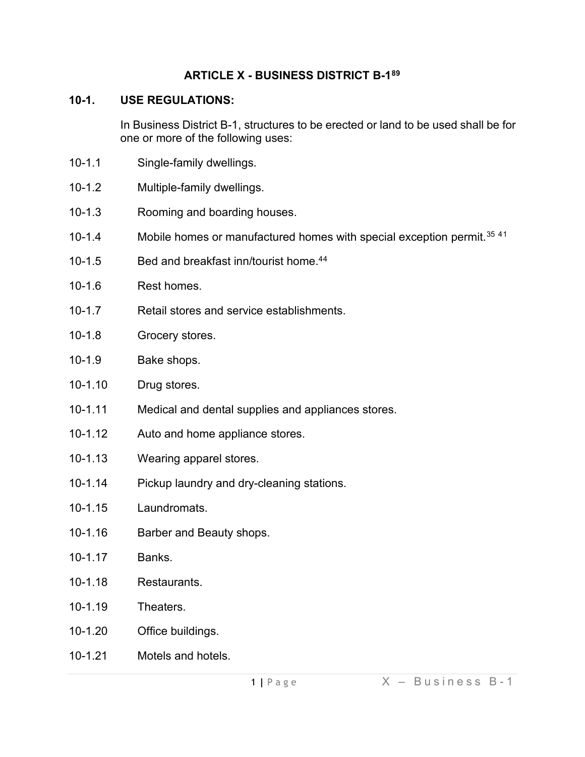# ARTICLE X - BUSINESS DISTRICT B-1[89]

## 10-1. USE REGULATIONS:

In Business District B-1, structures to be erected or land to be used shall be for one or more of the following uses:

10-1.1 Single-family dwellings.

10-1.2 Multiple-family dwellings.

10-1.3 Rooming and boarding houses.

10-1.4 Mobile homes or manufactured homes with special exception permit.[35] [41]

10-1.5 Bed and breakfast inn/tourist home.[44]

10-1.6 Rest homes.

10-1.7 Retail stores and service establishments.

10-1.8 Grocery stores.

10-1.9 Bake shops.

10-1.10 Drug stores.

10-1.11 Medical and dental supplies and appliances stores.

10-1.12 Auto and home appliance stores.

10-1.13 Wearing apparel stores.

10-1.14 Pickup laundry and dry-cleaning stations.

10-1.15 Laundromats.

10-1.16 Barber and Beauty shops.

10-1.17 Banks.

10-1.18 Restaurants.

10-1.19 Theaters.

10-1.20 Office buildings.

10-1.21 Motels and hotels.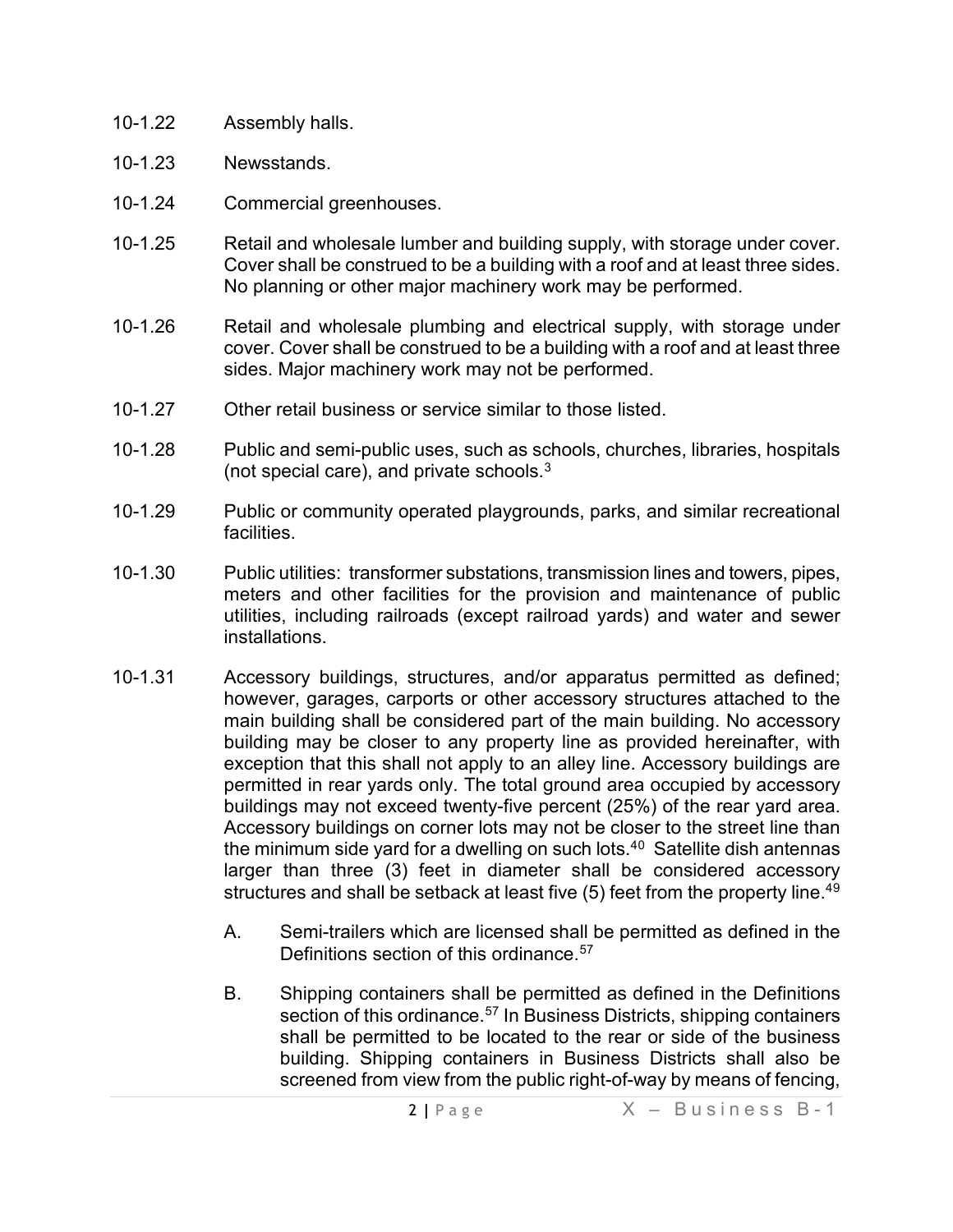10-1.22 Assembly halls.

10-1.23 Newsstands.

10-1.24 Commercial greenhouses.

10-1.25 Retail and wholesale lumber and building supply, with storage under cover. Cover shall be construed to be a building with a roof and at least three sides. No planning or other major machinery work may be performed.

10-1.26 Retail and wholesale plumbing and electrical supply, with storage under cover. Cover shall be construed to be a building with a roof and at least three sides. Major machinery work may not be performed.

10-1.27 Other retail business or service similar to those listed.

10-1.28 Public and semi-public uses, such as schools, churches, libraries, hospitals (not special care), and private schools.[3]

10-1.29 Public or community operated playgrounds, parks, and similar recreational facilities.

10-1.30 Public utilities: transformer substations, transmission lines and towers, pipes, meters and other facilities for the provision and maintenance of public utilities, including railroads (except railroad yards) and water and sewer installations.

10-1.31 Accessory buildings, structures, and/or apparatus permitted as defined; however, garages, carports or other accessory structures attached to the main building shall be considered part of the main building. No accessory building may be closer to any property line as provided hereinafter, with exception that this shall not apply to an alley line. Accessory buildings are permitted in rear yards only. The total ground area occupied by accessory buildings may not exceed twenty-five percent (25%) of the rear yard area. Accessory buildings on corner lots may not be closer to the street line than the minimum side yard for a dwelling on such lots.[40] Satellite dish antennas larger than three (3) feet in diameter shall be considered accessory structures and shall be setback at least five (5) feet from the property line.[49]

A. Semi-trailers which are licensed shall be permitted as defined in the Definitions section of this ordinance.[57]

B. Shipping containers shall be permitted as defined in the Definitions section of this ordinance.[57] In Business Districts, shipping containers shall be permitted to be located to the rear or side of the business building. Shipping containers in Business Districts shall also be screened from view from the public right-of-way by means of fencing,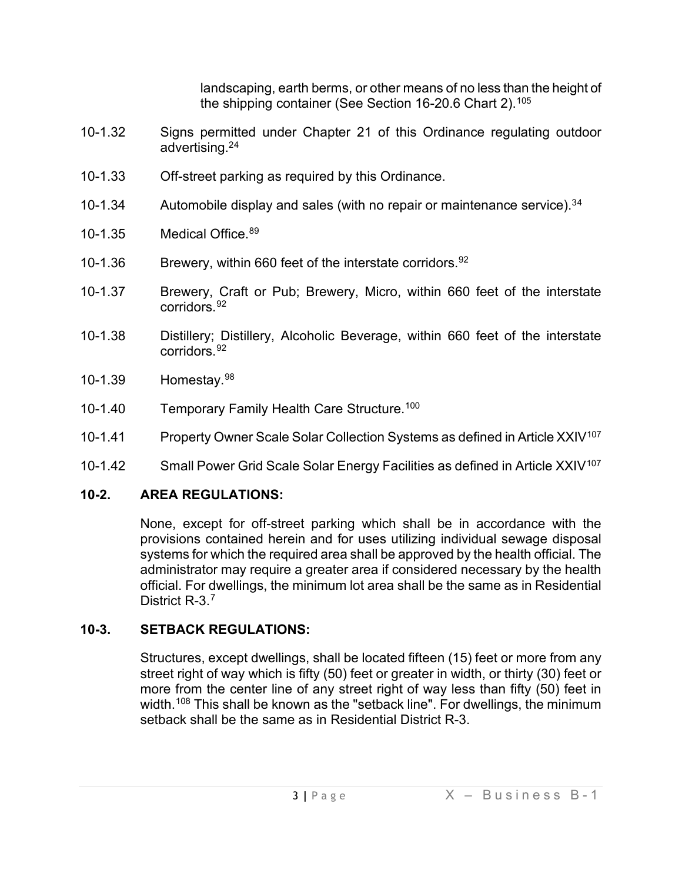landscaping, earth berms, or other means of no less than the height of the shipping container (See Section 16-20.6 Chart 2).[105]

10-1.32 Signs permitted under Chapter 21 of this Ordinance regulating outdoor advertising.[24]

10-1.33 Off-street parking as required by this Ordinance.

10-1.34 Automobile display and sales (with no repair or maintenance service).[34]

10-1.35 Medical Office.[89]

10-1.36 Brewery, within 660 feet of the interstate corridors.[92]

10-1.37 Brewery, Craft or Pub; Brewery, Micro, within 660 feet of the interstate corridors.[92]

10-1.38 Distillery; Distillery, Alcoholic Beverage, within 660 feet of the interstate corridors.[92]

10-1.39 Homestay.[98]

10-1.40 Temporary Family Health Care Structure.[100]

10-1.41 Property Owner Scale Solar Collection Systems as defined in Article XXIV[107]

10-1.42 Small Power Grid Scale Solar Energy Facilities as defined in Article XXIV[107]

## 10-2. AREA REGULATIONS:

None, except for off-street parking which shall be in accordance with the provisions contained herein and for uses utilizing individual sewage disposal systems for which the required area shall be approved by the health official. The administrator may require a greater area if considered necessary by the health official. For dwellings, the minimum lot area shall be the same as in Residential District R-3.[7]

## 10-3. SETBACK REGULATIONS:

Structures, except dwellings, shall be located fifteen (15) feet or more from any street right of way which is fifty (50) feet or greater in width, or thirty (30) feet or more from the center line of any street right of way less than fifty (50) feet in width.[108] This shall be known as the "setback line". For dwellings, the minimum setback shall be the same as in Residential District R-3.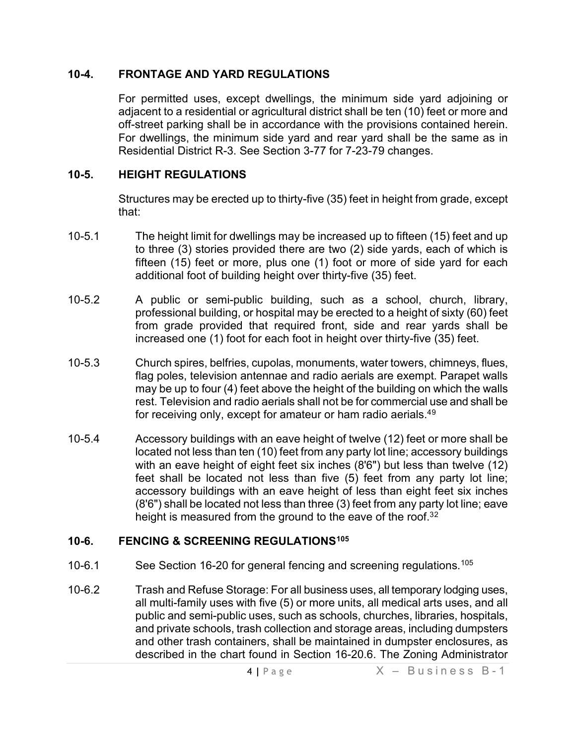## 10-4. FRONTAGE AND YARD REGULATIONS

For permitted uses, except dwellings, the minimum side yard adjoining or adjacent to a residential or agricultural district shall be ten (10) feet or more and off-street parking shall be in accordance with the provisions contained herein. For dwellings, the minimum side yard and rear yard shall be the same as in Residential District R-3. See Section 3-77 for 7-23-79 changes.

## 10-5. HEIGHT REGULATIONS

Structures may be erected up to thirty-five (35) feet in height from grade, except that:

10-5.1 The height limit for dwellings may be increased up to fifteen (15) feet and up to three (3) stories provided there are two (2) side yards, each of which is fifteen (15) feet or more, plus one (1) foot or more of side yard for each additional foot of building height over thirty-five (35) feet.

10-5.2 A public or semi-public building, such as a school, church, library, professional building, or hospital may be erected to a height of sixty (60) feet from grade provided that required front, side and rear yards shall be increased one (1) foot for each foot in height over thirty-five (35) feet.

10-5.3 Church spires, belfries, cupolas, monuments, water towers, chimneys, flues, flag poles, television antennae and radio aerials are exempt. Parapet walls may be up to four (4) feet above the height of the building on which the walls rest. Television and radio aerials shall not be for commercial use and shall be for receiving only, except for amateur or ham radio aerials.[49]

10-5.4 Accessory buildings with an eave height of twelve (12) feet or more shall be located not less than ten (10) feet from any party lot line; accessory buildings with an eave height of eight feet six inches (8'6") but less than twelve (12) feet shall be located not less than five (5) feet from any party lot line; accessory buildings with an eave height of less than eight feet six inches (8'6") shall be located not less than three (3) feet from any party lot line; eave height is measured from the ground to the eave of the roof.[32]

## 10-6. FENCING & SCREENING REGULATIONS[105]

10-6.1 See Section 16-20 for general fencing and screening regulations.[105]

10-6.2 Trash and Refuse Storage: For all business uses, all temporary lodging uses, all multi-family uses with five (5) or more units, all medical arts uses, and all public and semi-public uses, such as schools, churches, libraries, hospitals, and private schools, trash collection and storage areas, including dumpsters and other trash containers, shall be maintained in dumpster enclosures, as described in the chart found in Section 16-20.6. The Zoning Administrator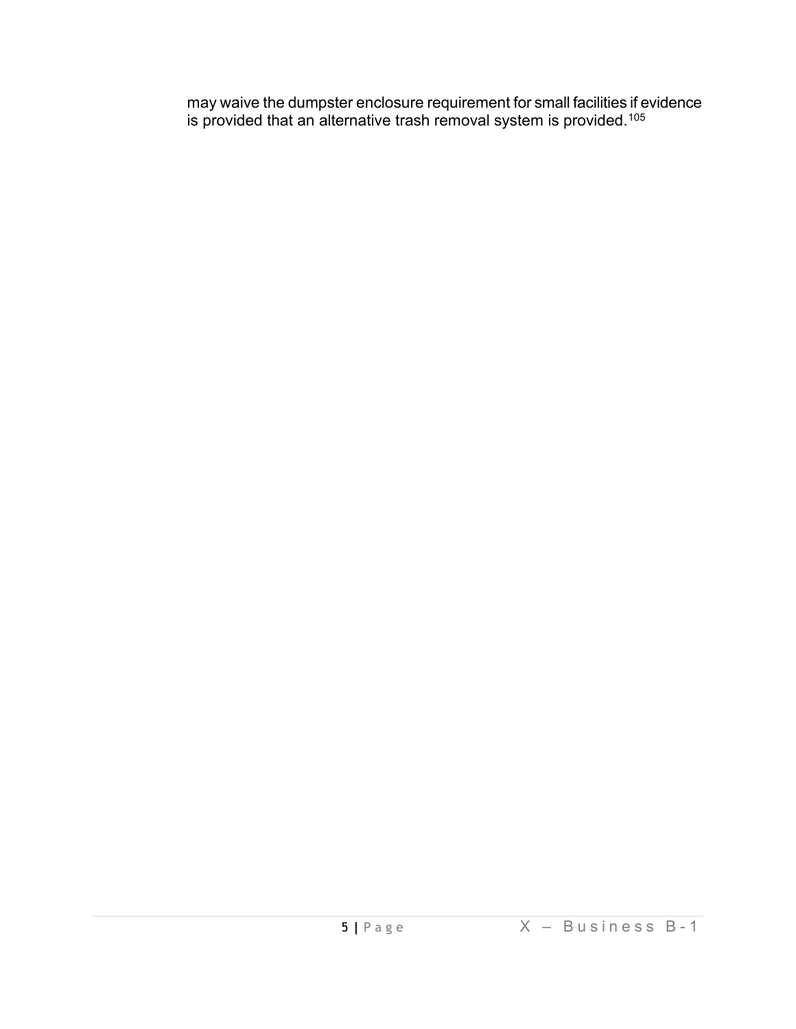may waive the dumpster enclosure requirement for small facilities if evidence is provided that an alternative trash removal system is provided.[105]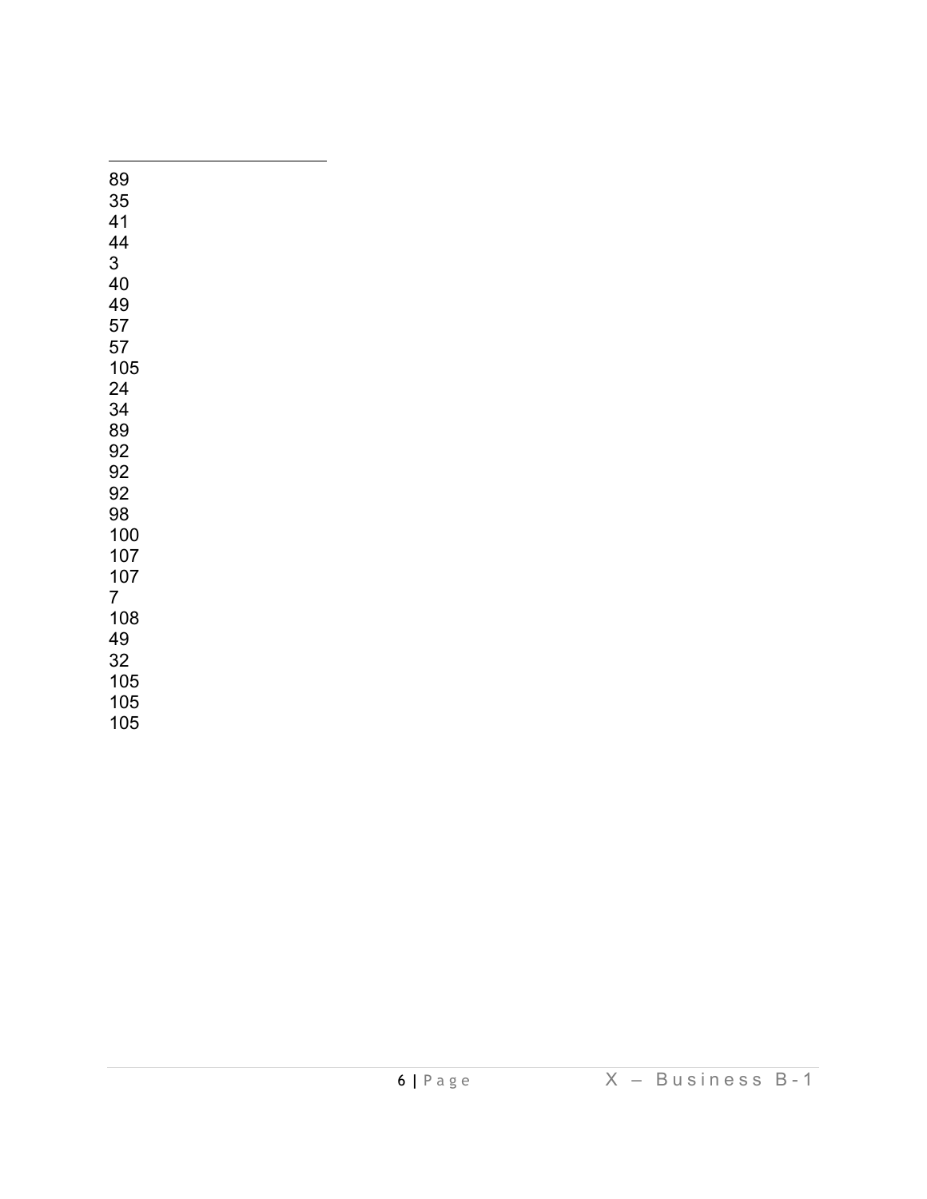---

89
35
41
44
3
40
49
57
57
105
24
34
89
92
92
92
98
100
107
107
7
108
49
32
105
105
105